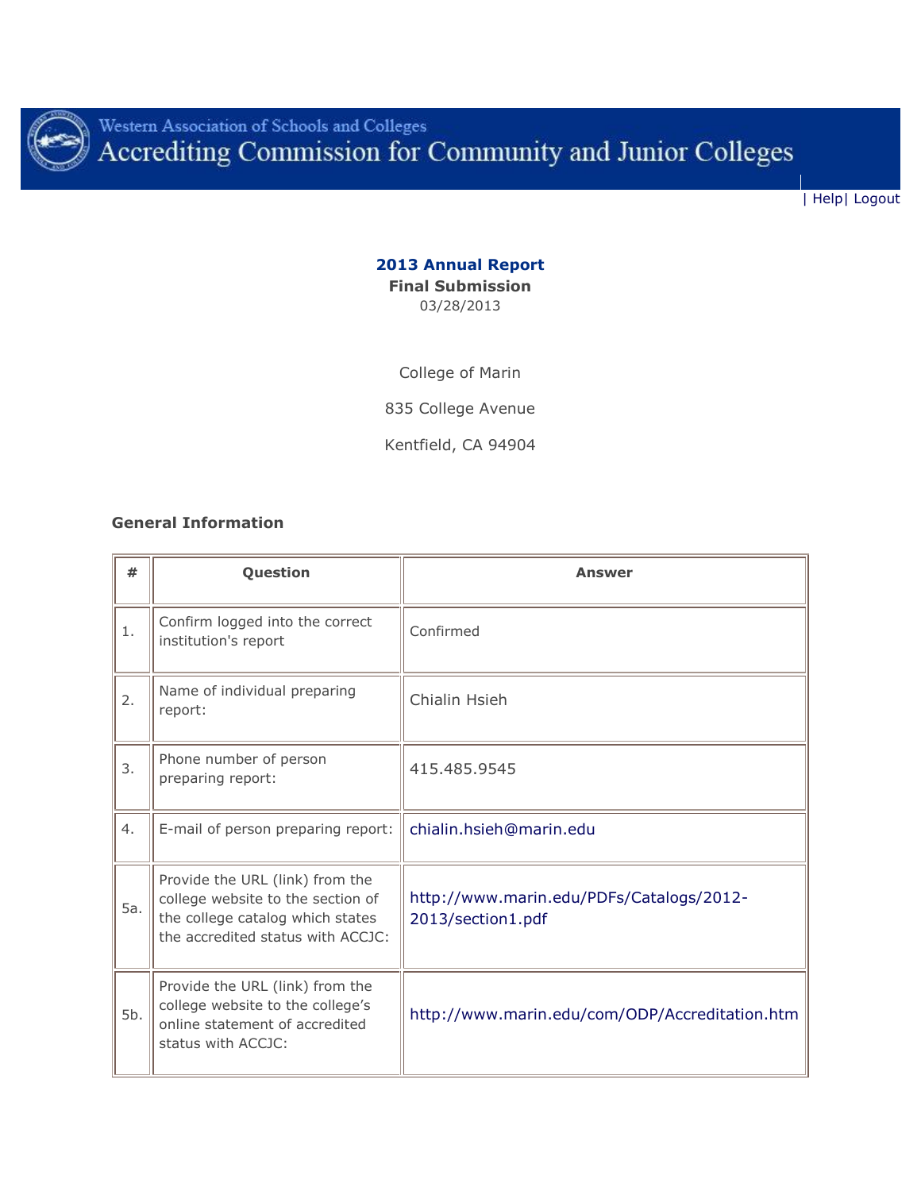Western Association of Schools and Colleges

# Accrediting Commission for Community and Junior Colleges

| Help| Logout

## 2013 Annual Report

**Final Submission**

03/28/2013

College of Marin

835 College Avenue

Kentfield, CA 94904

### General Information

| # | Question | Answer |
|---|---|---|
| 1. | Confirm logged into the correct institution's report | Confirmed |
| 2. | Name of individual preparing report: | Chialin Hsieh |
| 3. | Phone number of person preparing report: | 415.485.9545 |
| 4. | E-mail of person preparing report: | chialin.hsieh@marin.edu |
| 5a. | Provide the URL (link) from the college website to the section of the college catalog which states the accredited status with ACCJC: | http://www.marin.edu/PDFs/Catalogs/2012-2013/section1.pdf |
| 5b. | Provide the URL (link) from the college website to the college's online statement of accredited status with ACCJC: | http://www.marin.edu/com/ODP/Accreditation.htm |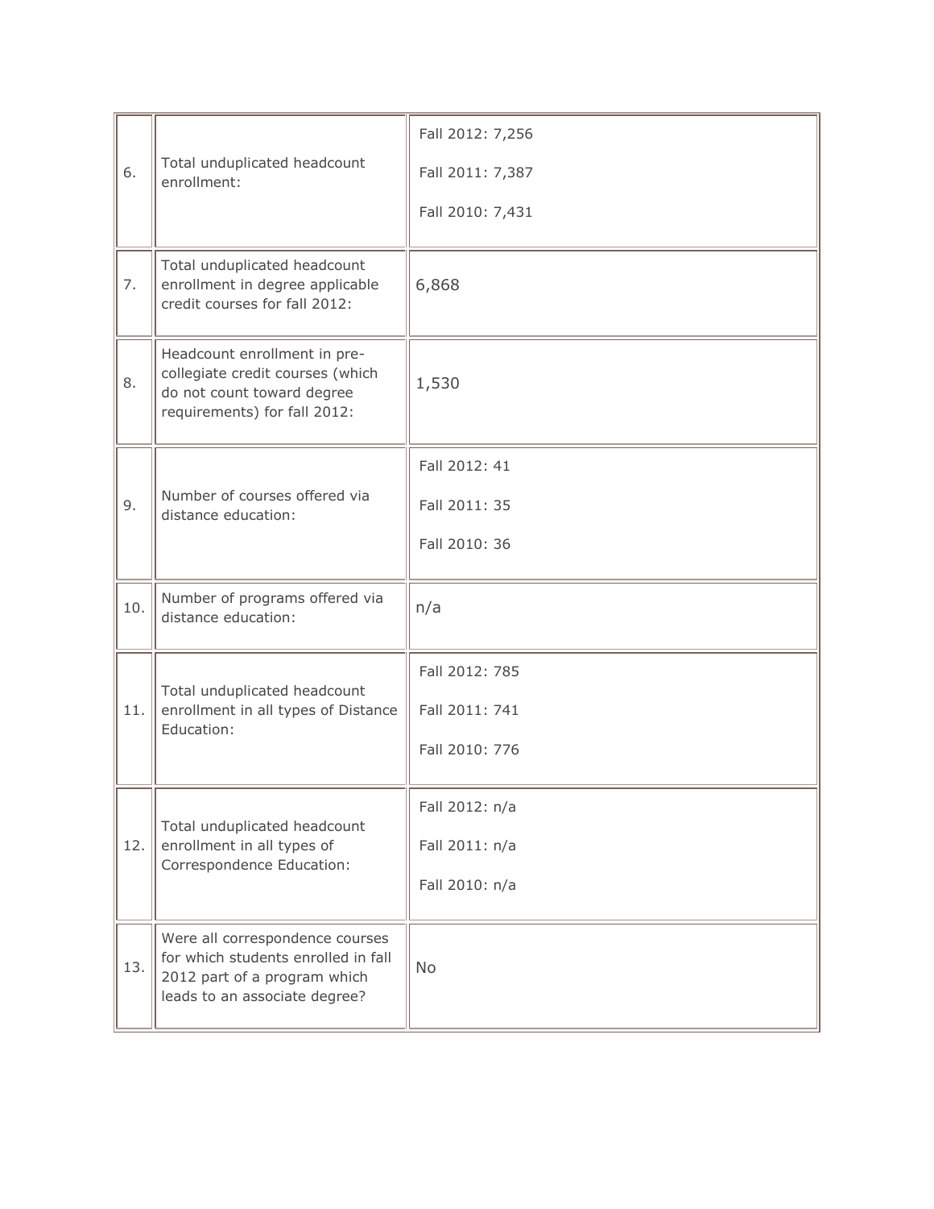| | | |
|---|---|---|
| 6. | Total unduplicated headcount enrollment: | Fall 2012: 7,256<br>Fall 2011: 7,387<br>Fall 2010: 7,431 |
| 7. | Total unduplicated headcount enrollment in degree applicable credit courses for fall 2012: | 6,868 |
| 8. | Headcount enrollment in pre-collegiate credit courses (which do not count toward degree requirements) for fall 2012: | 1,530 |
| 9. | Number of courses offered via distance education: | Fall 2012: 41<br>Fall 2011: 35<br>Fall 2010: 36 |
| 10. | Number of programs offered via distance education: | n/a |
| 11. | Total unduplicated headcount enrollment in all types of Distance Education: | Fall 2012: 785<br>Fall 2011: 741<br>Fall 2010: 776 |
| 12. | Total unduplicated headcount enrollment in all types of Correspondence Education: | Fall 2012: n/a<br>Fall 2011: n/a<br>Fall 2010: n/a |
| 13. | Were all correspondence courses for which students enrolled in fall 2012 part of a program which leads to an associate degree? | No |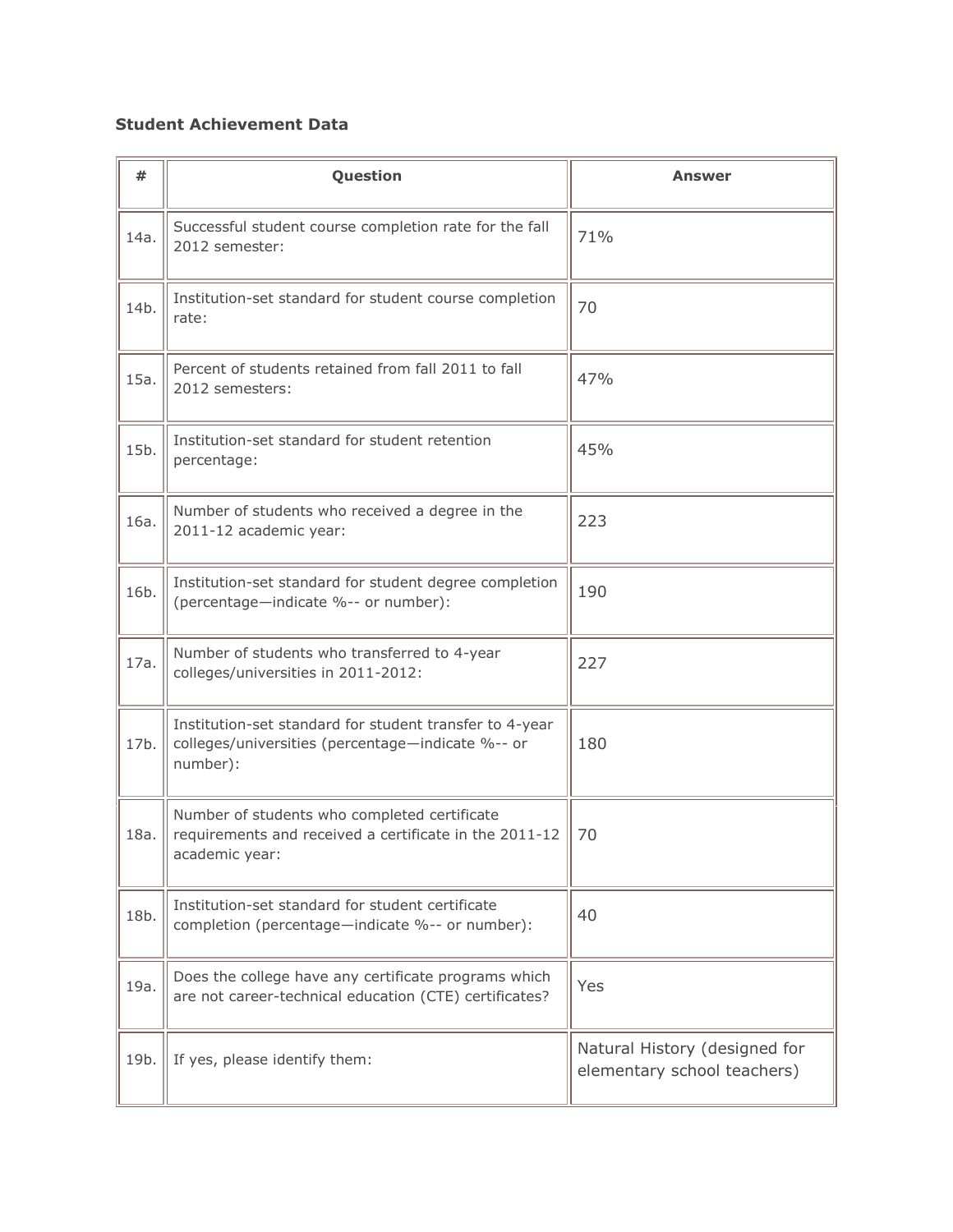**Student Achievement Data**

| # | Question | Answer |
|---|---|---|
| 14a. | Successful student course completion rate for the fall 2012 semester: | 71% |
| 14b. | Institution-set standard for student course completion rate: | 70 |
| 15a. | Percent of students retained from fall 2011 to fall 2012 semesters: | 47% |
| 15b. | Institution-set standard for student retention percentage: | 45% |
| 16a. | Number of students who received a degree in the 2011-12 academic year: | 223 |
| 16b. | Institution-set standard for student degree completion (percentage—indicate %-- or number): | 190 |
| 17a. | Number of students who transferred to 4-year colleges/universities in 2011-2012: | 227 |
| 17b. | Institution-set standard for student transfer to 4-year colleges/universities (percentage—indicate %-- or number): | 180 |
| 18a. | Number of students who completed certificate requirements and received a certificate in the 2011-12 academic year: | 70 |
| 18b. | Institution-set standard for student certificate completion (percentage—indicate %-- or number): | 40 |
| 19a. | Does the college have any certificate programs which are not career-technical education (CTE) certificates? | Yes |
| 19b. | If yes, please identify them: | Natural History (designed for elementary school teachers) |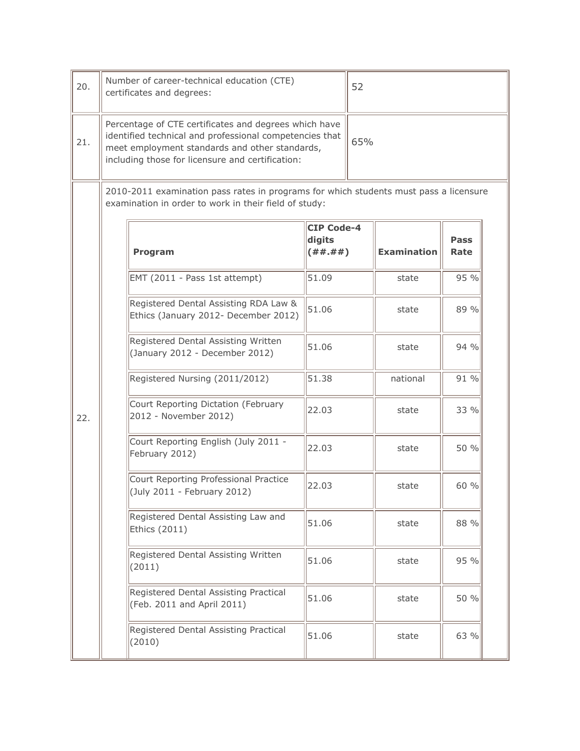| | | |
|---|---|---|
| 20. | Number of career-technical education (CTE) certificates and degrees: | 52 |
| 21. | Percentage of CTE certificates and degrees which have identified technical and professional competencies that meet employment standards and other standards, including those for licensure and certification: | 65% |

22. 2010-2011 examination pass rates in programs for which students must pass a licensure examination in order to work in their field of study:

| Program | CIP Code-4 digits (##.##) | Examination | Pass Rate |
|---|---|---|---|
| EMT (2011 - Pass 1st attempt) | 51.09 | state | 95 % |
| Registered Dental Assisting RDA Law & Ethics (January 2012- December 2012) | 51.06 | state | 89 % |
| Registered Dental Assisting Written (January 2012 - December 2012) | 51.06 | state | 94 % |
| Registered Nursing (2011/2012) | 51.38 | national | 91 % |
| Court Reporting Dictation (February 2012 - November 2012) | 22.03 | state | 33 % |
| Court Reporting English (July 2011 - February 2012) | 22.03 | state | 50 % |
| Court Reporting Professional Practice (July 2011 - February 2012) | 22.03 | state | 60 % |
| Registered Dental Assisting Law and Ethics (2011) | 51.06 | state | 88 % |
| Registered Dental Assisting Written (2011) | 51.06 | state | 95 % |
| Registered Dental Assisting Practical (Feb. 2011 and April 2011) | 51.06 | state | 50 % |
| Registered Dental Assisting Practical (2010) | 51.06 | state | 63 % |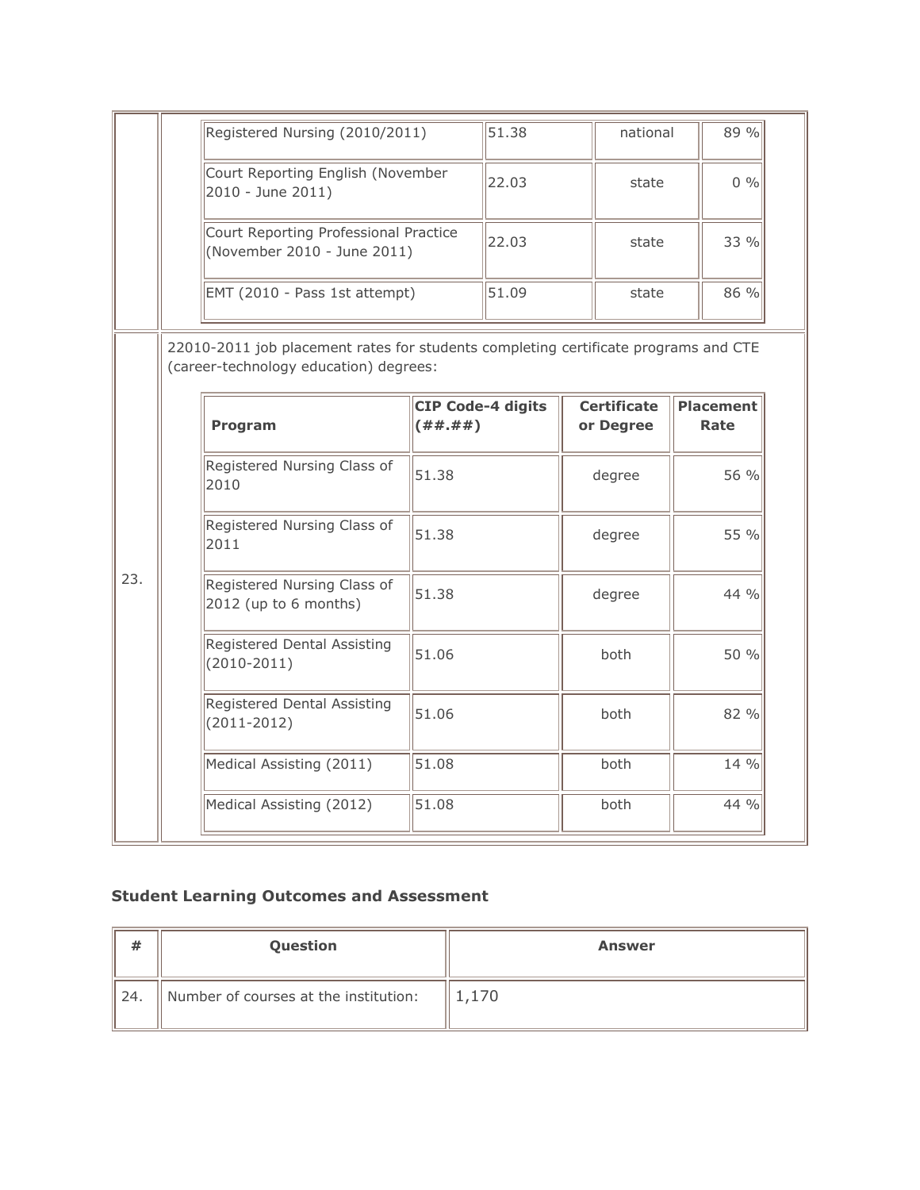| | |
|---|---|
| | Registered Nursing (2010/2011) \| 51.38 \| national \| 89 % |
| | Court Reporting English (November 2010 - June 2011) \| 22.03 \| state \| 0 % |
| | Court Reporting Professional Practice (November 2010 - June 2011) \| 22.03 \| state \| 33 % |
| | EMT (2010 - Pass 1st attempt) \| 51.09 \| state \| 86 % |

| Registered Nursing (2010/2011) | 51.38 | national | 89 % |
|---|---|---|---|
| Court Reporting English (November 2010 - June 2011) | 22.03 | state | 0 % |
| Court Reporting Professional Practice (November 2010 - June 2011) | 22.03 | state | 33 % |
| EMT (2010 - Pass 1st attempt) | 51.09 | state | 86 % |

23. 22010-2011 job placement rates for students completing certificate programs and CTE (career-technology education) degrees:

| Program | CIP Code-4 digits (##.##) | Certificate or Degree | Placement Rate |
|---|---|---|---|
| Registered Nursing Class of 2010 | 51.38 | degree | 56 % |
| Registered Nursing Class of 2011 | 51.38 | degree | 55 % |
| Registered Nursing Class of 2012 (up to 6 months) | 51.38 | degree | 44 % |
| Registered Dental Assisting (2010-2011) | 51.06 | both | 50 % |
| Registered Dental Assisting (2011-2012) | 51.06 | both | 82 % |
| Medical Assisting (2011) | 51.08 | both | 14 % |
| Medical Assisting (2012) | 51.08 | both | 44 % |

## Student Learning Outcomes and Assessment

| # | Question | Answer |
|---|---|---|
| 24. | Number of courses at the institution: | 1,170 |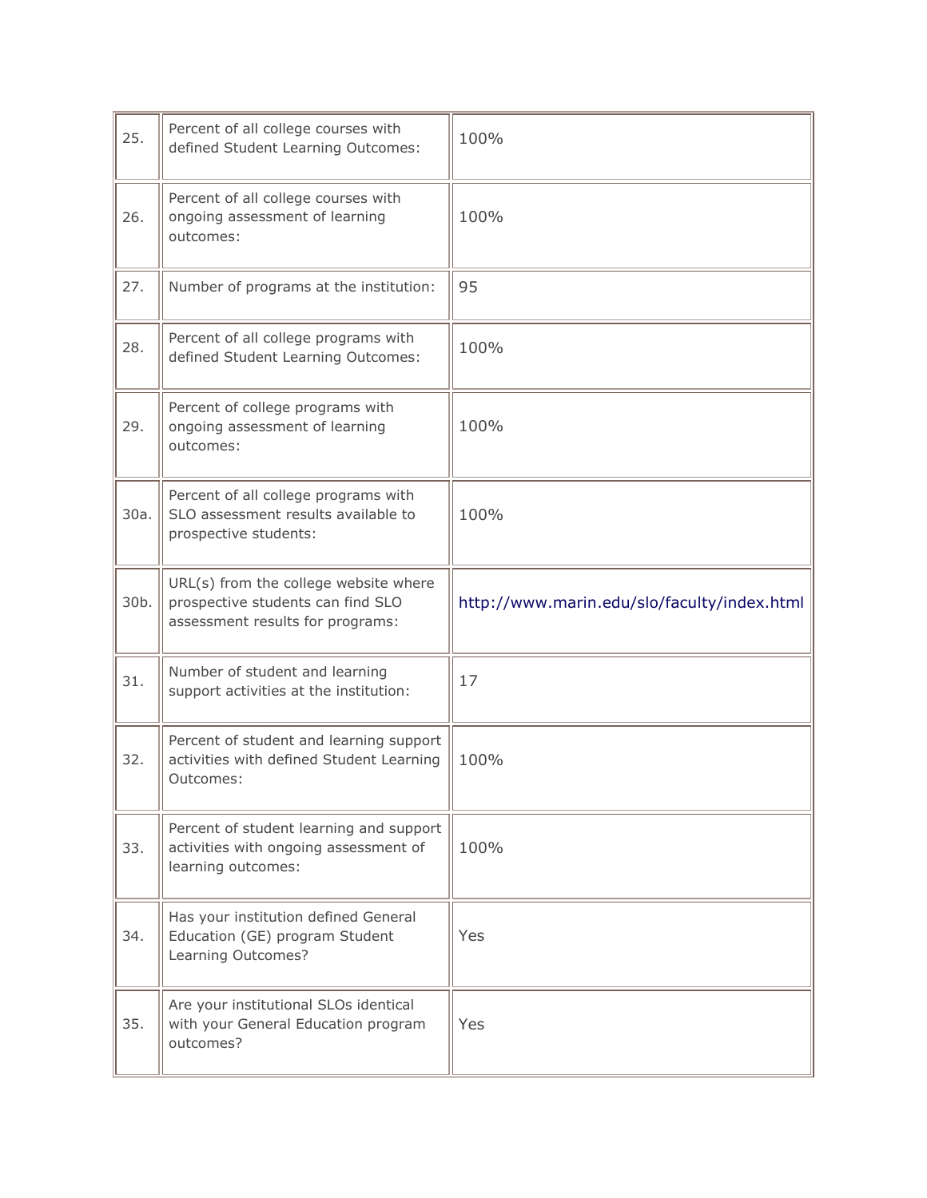| | | |
|---|---|---|
| 25. | Percent of all college courses with defined Student Learning Outcomes: | 100% |
| 26. | Percent of all college courses with ongoing assessment of learning outcomes: | 100% |
| 27. | Number of programs at the institution: | 95 |
| 28. | Percent of all college programs with defined Student Learning Outcomes: | 100% |
| 29. | Percent of college programs with ongoing assessment of learning outcomes: | 100% |
| 30a. | Percent of all college programs with SLO assessment results available to prospective students: | 100% |
| 30b. | URL(s) from the college website where prospective students can find SLO assessment results for programs: | http://www.marin.edu/slo/faculty/index.html |
| 31. | Number of student and learning support activities at the institution: | 17 |
| 32. | Percent of student and learning support activities with defined Student Learning Outcomes: | 100% |
| 33. | Percent of student learning and support activities with ongoing assessment of learning outcomes: | 100% |
| 34. | Has your institution defined General Education (GE) program Student Learning Outcomes? | Yes |
| 35. | Are your institutional SLOs identical with your General Education program outcomes? | Yes |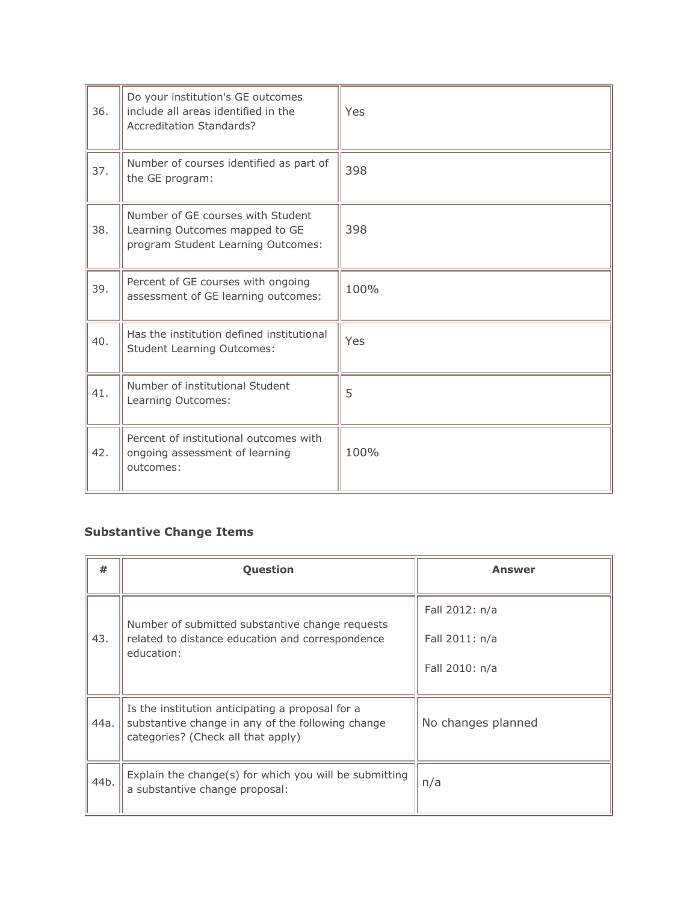| | | |
|---|---|---|
| 36. | Do your institution's GE outcomes include all areas identified in the Accreditation Standards? | Yes |
| 37. | Number of courses identified as part of the GE program: | 398 |
| 38. | Number of GE courses with Student Learning Outcomes mapped to GE program Student Learning Outcomes: | 398 |
| 39. | Percent of GE courses with ongoing assessment of GE learning outcomes: | 100% |
| 40. | Has the institution defined institutional Student Learning Outcomes: | Yes |
| 41. | Number of institutional Student Learning Outcomes: | 5 |
| 42. | Percent of institutional outcomes with ongoing assessment of learning outcomes: | 100% |

### Substantive Change Items

| # | Question | Answer |
|---|---|---|
| 43. | Number of submitted substantive change requests related to distance education and correspondence education: | Fall 2012: n/a<br>Fall 2011: n/a<br>Fall 2010: n/a |
| 44a. | Is the institution anticipating a proposal for a substantive change in any of the following change categories? (Check all that apply) | No changes planned |
| 44b. | Explain the change(s) for which you will be submitting a substantive change proposal: | n/a |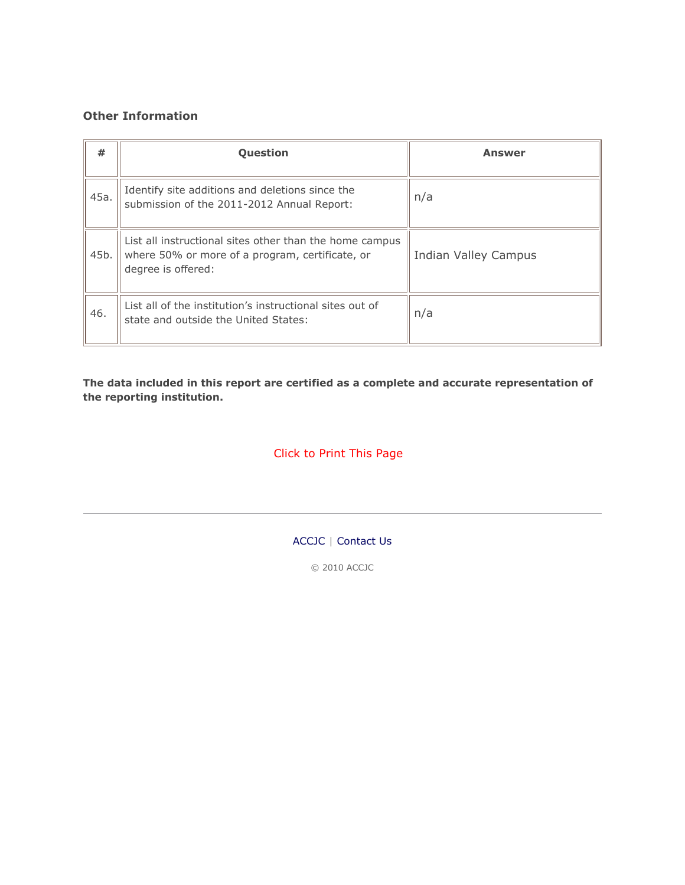### Other Information

| # | Question | Answer |
|---|---|---|
| 45a. | Identify site additions and deletions since the submission of the 2011-2012 Annual Report: | n/a |
| 45b. | List all instructional sites other than the home campus where 50% or more of a program, certificate, or degree is offered: | Indian Valley Campus |
| 46. | List all of the institution's instructional sites out of state and outside the United States: | n/a |

**The data included in this report are certified as a complete and accurate representation of the reporting institution.**

Click to Print This Page

---

ACCJC | Contact Us

© 2010 ACCJC